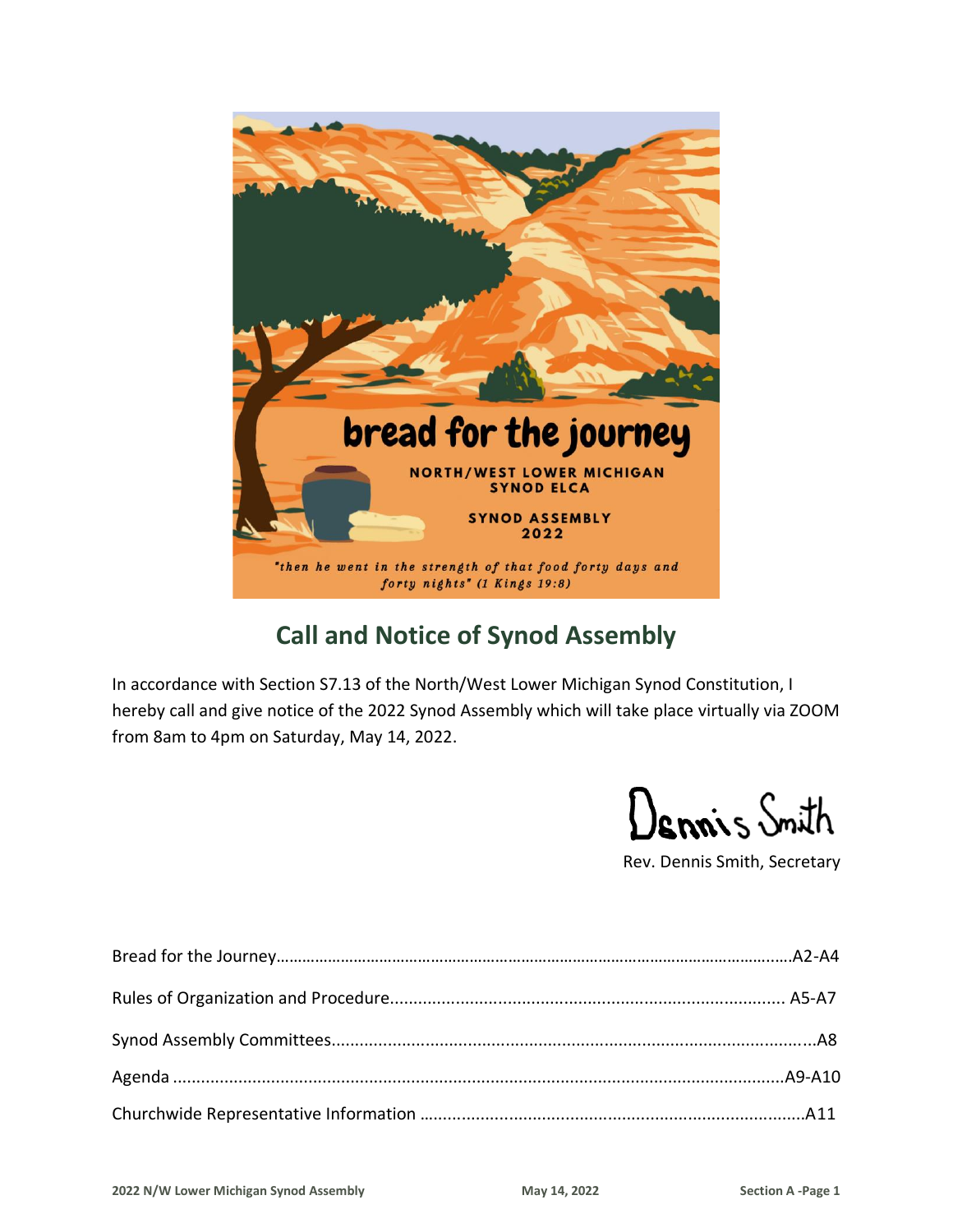# bread for the journey

NORTH/WEST LOWER MICHIGAN SYNOD ELCA

SYNOD ASSEMBLY 2022

*"then he went in the strength of that food forty days and forty nights" (1 Kings 19:8)*

## Call and Notice of Synod Assembly

In accordance with Section S7.13 of the North/West Lower Michigan Synod Constitution, I hereby call and give notice of the 2022 Synod Assembly which will take place virtually via ZOOM from 8am to 4pm on Saturday, May 14, 2022.

Dennis Smith

Rev. Dennis Smith, Secretary

Bread for the Journey……………………………………………………A2-A4

Rules of Organization and Procedure…………………………………… A5-A7

Synod Assembly Committees………………………………………………A8

Agenda ………………………………………………………………A9-A10

Churchwide Representative Information …………………………………A11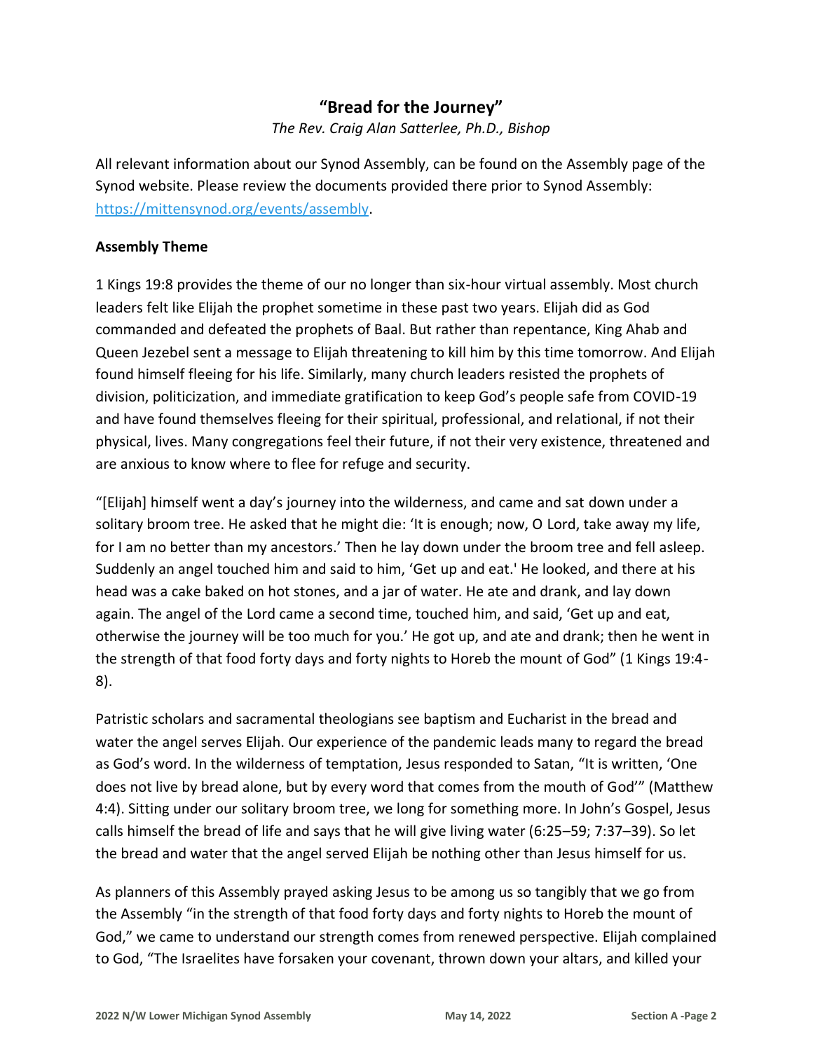## "Bread for the Journey"

*The Rev. Craig Alan Satterlee, Ph.D., Bishop*

All relevant information about our Synod Assembly, can be found on the Assembly page of the Synod website. Please review the documents provided there prior to Synod Assembly: https://mittensynod.org/events/assembly.

**Assembly Theme**

1 Kings 19:8 provides the theme of our no longer than six-hour virtual assembly. Most church leaders felt like Elijah the prophet sometime in these past two years. Elijah did as God commanded and defeated the prophets of Baal. But rather than repentance, King Ahab and Queen Jezebel sent a message to Elijah threatening to kill him by this time tomorrow. And Elijah found himself fleeing for his life. Similarly, many church leaders resisted the prophets of division, politicization, and immediate gratification to keep God's people safe from COVID-19 and have found themselves fleeing for their spiritual, professional, and relational, if not their physical, lives. Many congregations feel their future, if not their very existence, threatened and are anxious to know where to flee for refuge and security.

"[Elijah] himself went a day's journey into the wilderness, and came and sat down under a solitary broom tree. He asked that he might die: 'It is enough; now, O Lord, take away my life, for I am no better than my ancestors.' Then he lay down under the broom tree and fell asleep. Suddenly an angel touched him and said to him, 'Get up and eat.' He looked, and there at his head was a cake baked on hot stones, and a jar of water. He ate and drank, and lay down again. The angel of the Lord came a second time, touched him, and said, 'Get up and eat, otherwise the journey will be too much for you.' He got up, and ate and drank; then he went in the strength of that food forty days and forty nights to Horeb the mount of God" (1 Kings 19:4-8).

Patristic scholars and sacramental theologians see baptism and Eucharist in the bread and water the angel serves Elijah. Our experience of the pandemic leads many to regard the bread as God's word. In the wilderness of temptation, Jesus responded to Satan, "It is written, 'One does not live by bread alone, but by every word that comes from the mouth of God'" (Matthew 4:4). Sitting under our solitary broom tree, we long for something more. In John's Gospel, Jesus calls himself the bread of life and says that he will give living water (6:25–59; 7:37–39). So let the bread and water that the angel served Elijah be nothing other than Jesus himself for us.

As planners of this Assembly prayed asking Jesus to be among us so tangibly that we go from the Assembly "in the strength of that food forty days and forty nights to Horeb the mount of God," we came to understand our strength comes from renewed perspective. Elijah complained to God, "The Israelites have forsaken your covenant, thrown down your altars, and killed your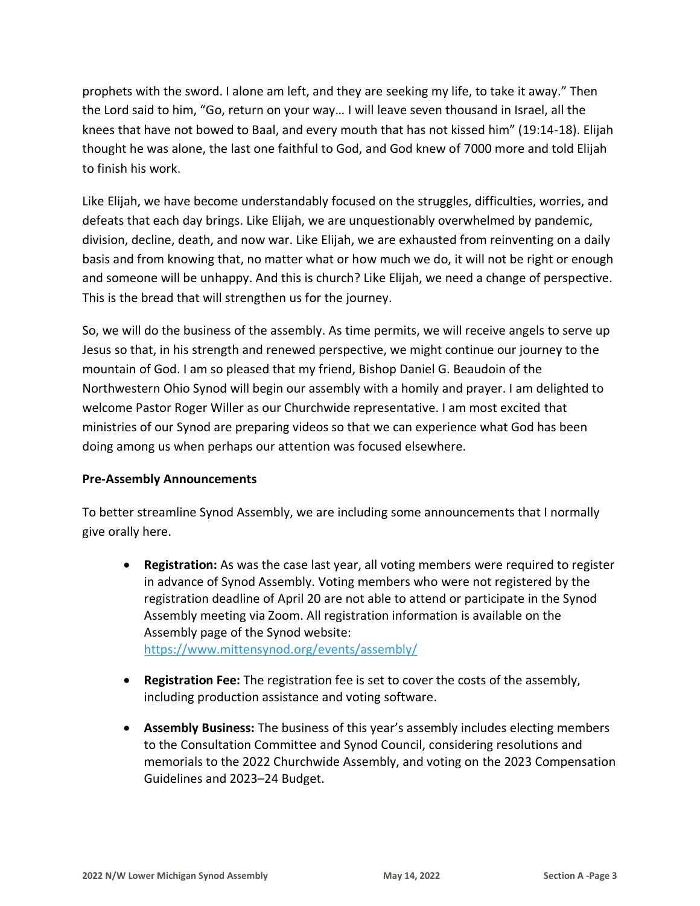prophets with the sword. I alone am left, and they are seeking my life, to take it away." Then the Lord said to him, "Go, return on your way… I will leave seven thousand in Israel, all the knees that have not bowed to Baal, and every mouth that has not kissed him" (19:14-18). Elijah thought he was alone, the last one faithful to God, and God knew of 7000 more and told Elijah to finish his work.

Like Elijah, we have become understandably focused on the struggles, difficulties, worries, and defeats that each day brings. Like Elijah, we are unquestionably overwhelmed by pandemic, division, decline, death, and now war. Like Elijah, we are exhausted from reinventing on a daily basis and from knowing that, no matter what or how much we do, it will not be right or enough and someone will be unhappy. And this is church? Like Elijah, we need a change of perspective. This is the bread that will strengthen us for the journey.

So, we will do the business of the assembly. As time permits, we will receive angels to serve up Jesus so that, in his strength and renewed perspective, we might continue our journey to the mountain of God. I am so pleased that my friend, Bishop Daniel G. Beaudoin of the Northwestern Ohio Synod will begin our assembly with a homily and prayer. I am delighted to welcome Pastor Roger Willer as our Churchwide representative. I am most excited that ministries of our Synod are preparing videos so that we can experience what God has been doing among us when perhaps our attention was focused elsewhere.

**Pre-Assembly Announcements**

To better streamline Synod Assembly, we are including some announcements that I normally give orally here.

- **Registration:** As was the case last year, all voting members were required to register in advance of Synod Assembly. Voting members who were not registered by the registration deadline of April 20 are not able to attend or participate in the Synod Assembly meeting via Zoom. All registration information is available on the Assembly page of the Synod website: https://www.mittensynod.org/events/assembly/

- **Registration Fee:** The registration fee is set to cover the costs of the assembly, including production assistance and voting software.

- **Assembly Business:** The business of this year's assembly includes electing members to the Consultation Committee and Synod Council, considering resolutions and memorials to the 2022 Churchwide Assembly, and voting on the 2023 Compensation Guidelines and 2023–24 Budget.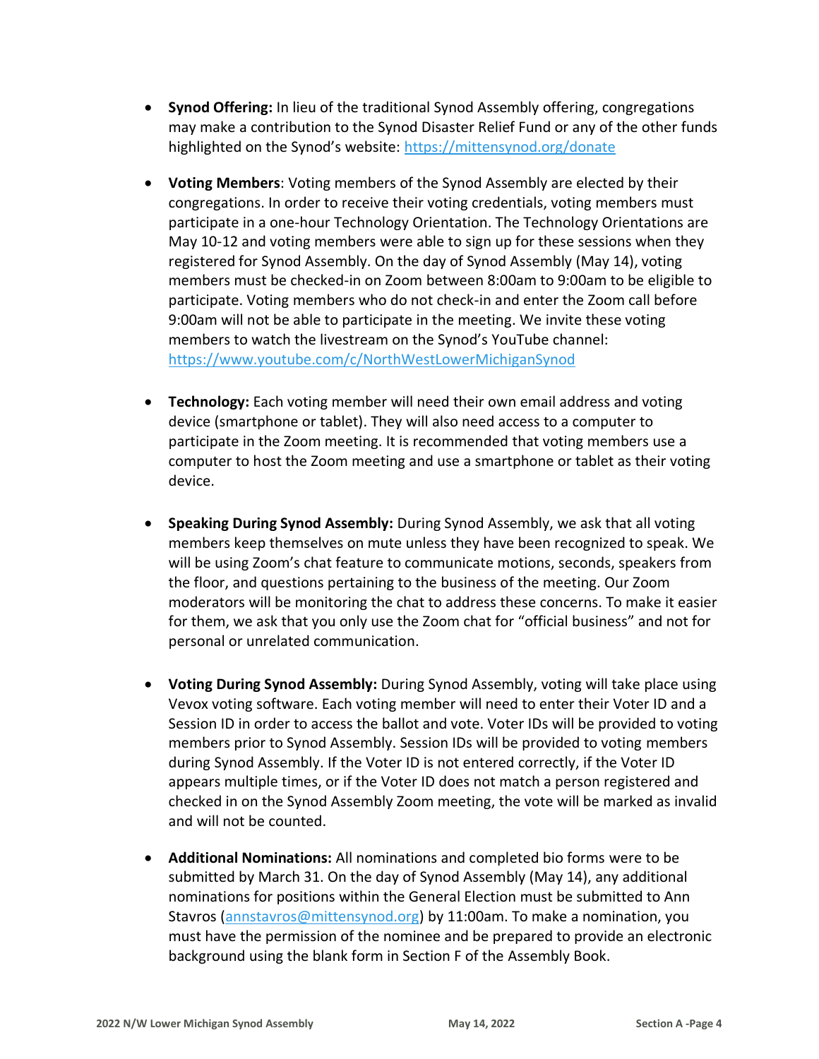- **Synod Offering:** In lieu of the traditional Synod Assembly offering, congregations may make a contribution to the Synod Disaster Relief Fund or any of the other funds highlighted on the Synod's website: https://mittensynod.org/donate

- **Voting Members**: Voting members of the Synod Assembly are elected by their congregations. In order to receive their voting credentials, voting members must participate in a one-hour Technology Orientation. The Technology Orientations are May 10-12 and voting members were able to sign up for these sessions when they registered for Synod Assembly. On the day of Synod Assembly (May 14), voting members must be checked-in on Zoom between 8:00am to 9:00am to be eligible to participate. Voting members who do not check-in and enter the Zoom call before 9:00am will not be able to participate in the meeting. We invite these voting members to watch the livestream on the Synod's YouTube channel: https://www.youtube.com/c/NorthWestLowerMichiganSynod

- **Technology:** Each voting member will need their own email address and voting device (smartphone or tablet). They will also need access to a computer to participate in the Zoom meeting. It is recommended that voting members use a computer to host the Zoom meeting and use a smartphone or tablet as their voting device.

- **Speaking During Synod Assembly:** During Synod Assembly, we ask that all voting members keep themselves on mute unless they have been recognized to speak. We will be using Zoom's chat feature to communicate motions, seconds, speakers from the floor, and questions pertaining to the business of the meeting. Our Zoom moderators will be monitoring the chat to address these concerns. To make it easier for them, we ask that you only use the Zoom chat for "official business" and not for personal or unrelated communication.

- **Voting During Synod Assembly:** During Synod Assembly, voting will take place using Vevox voting software. Each voting member will need to enter their Voter ID and a Session ID in order to access the ballot and vote. Voter IDs will be provided to voting members prior to Synod Assembly. Session IDs will be provided to voting members during Synod Assembly. If the Voter ID is not entered correctly, if the Voter ID appears multiple times, or if the Voter ID does not match a person registered and checked in on the Synod Assembly Zoom meeting, the vote will be marked as invalid and will not be counted.

- **Additional Nominations:** All nominations and completed bio forms were to be submitted by March 31. On the day of Synod Assembly (May 14), any additional nominations for positions within the General Election must be submitted to Ann Stavros (annstavros@mittensynod.org) by 11:00am. To make a nomination, you must have the permission of the nominee and be prepared to provide an electronic background using the blank form in Section F of the Assembly Book.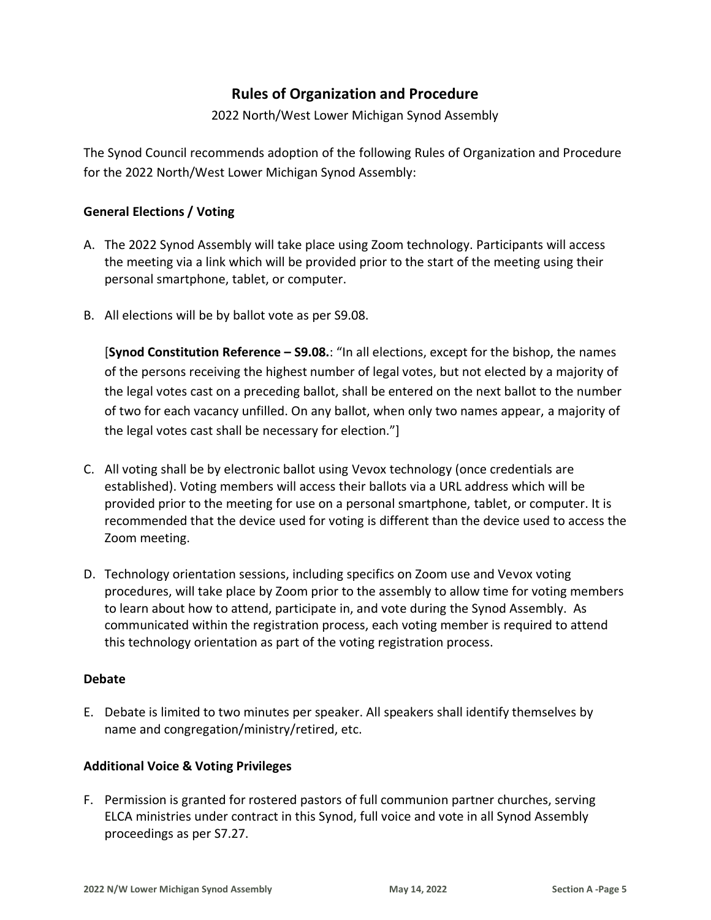## Rules of Organization and Procedure

2022 North/West Lower Michigan Synod Assembly

The Synod Council recommends adoption of the following Rules of Organization and Procedure for the 2022 North/West Lower Michigan Synod Assembly:

### General Elections / Voting

A. The 2022 Synod Assembly will take place using Zoom technology. Participants will access the meeting via a link which will be provided prior to the start of the meeting using their personal smartphone, tablet, or computer.

B. All elections will be by ballot vote as per S9.08.

[**Synod Constitution Reference – S9.08.**: "In all elections, except for the bishop, the names of the persons receiving the highest number of legal votes, but not elected by a majority of the legal votes cast on a preceding ballot, shall be entered on the next ballot to the number of two for each vacancy unfilled. On any ballot, when only two names appear, a majority of the legal votes cast shall be necessary for election."]

C. All voting shall be by electronic ballot using Vevox technology (once credentials are established). Voting members will access their ballots via a URL address which will be provided prior to the meeting for use on a personal smartphone, tablet, or computer. It is recommended that the device used for voting is different than the device used to access the Zoom meeting.

D. Technology orientation sessions, including specifics on Zoom use and Vevox voting procedures, will take place by Zoom prior to the assembly to allow time for voting members to learn about how to attend, participate in, and vote during the Synod Assembly. As communicated within the registration process, each voting member is required to attend this technology orientation as part of the voting registration process.

### Debate

E. Debate is limited to two minutes per speaker. All speakers shall identify themselves by name and congregation/ministry/retired, etc.

### Additional Voice & Voting Privileges

F. Permission is granted for rostered pastors of full communion partner churches, serving ELCA ministries under contract in this Synod, full voice and vote in all Synod Assembly proceedings as per S7.27.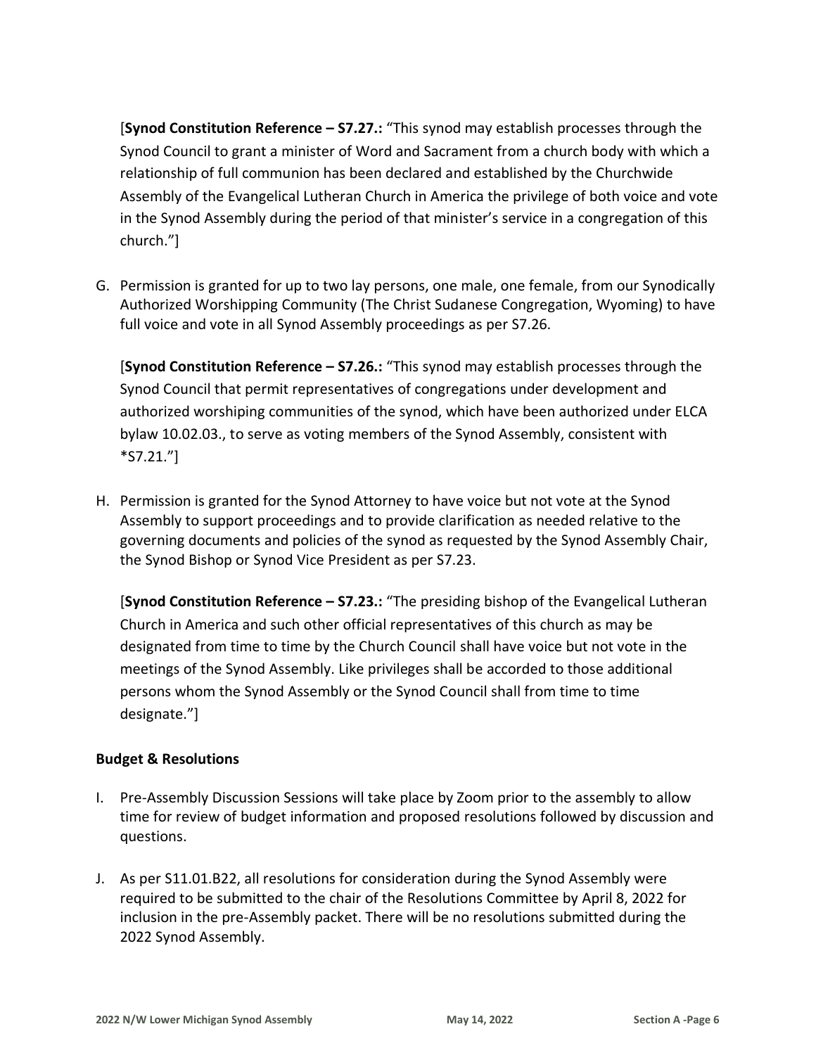[**Synod Constitution Reference – S7.27.:** "This synod may establish processes through the Synod Council to grant a minister of Word and Sacrament from a church body with which a relationship of full communion has been declared and established by the Churchwide Assembly of the Evangelical Lutheran Church in America the privilege of both voice and vote in the Synod Assembly during the period of that minister's service in a congregation of this church."]

G. Permission is granted for up to two lay persons, one male, one female, from our Synodically Authorized Worshipping Community (The Christ Sudanese Congregation, Wyoming) to have full voice and vote in all Synod Assembly proceedings as per S7.26.

   [**Synod Constitution Reference – S7.26.:** "This synod may establish processes through the Synod Council that permit representatives of congregations under development and authorized worshiping communities of the synod, which have been authorized under ELCA bylaw 10.02.03., to serve as voting members of the Synod Assembly, consistent with *S7.21."]

H. Permission is granted for the Synod Attorney to have voice but not vote at the Synod Assembly to support proceedings and to provide clarification as needed relative to the governing documents and policies of the synod as requested by the Synod Assembly Chair, the Synod Bishop or Synod Vice President as per S7.23.

   [**Synod Constitution Reference – S7.23.:** "The presiding bishop of the Evangelical Lutheran Church in America and such other official representatives of this church as may be designated from time to time by the Church Council shall have voice but not vote in the meetings of the Synod Assembly. Like privileges shall be accorded to those additional persons whom the Synod Assembly or the Synod Council shall from time to time designate."]

**Budget & Resolutions**

I. Pre-Assembly Discussion Sessions will take place by Zoom prior to the assembly to allow time for review of budget information and proposed resolutions followed by discussion and questions.

J. As per S11.01.B22, all resolutions for consideration during the Synod Assembly were required to be submitted to the chair of the Resolutions Committee by April 8, 2022 for inclusion in the pre-Assembly packet. There will be no resolutions submitted during the 2022 Synod Assembly.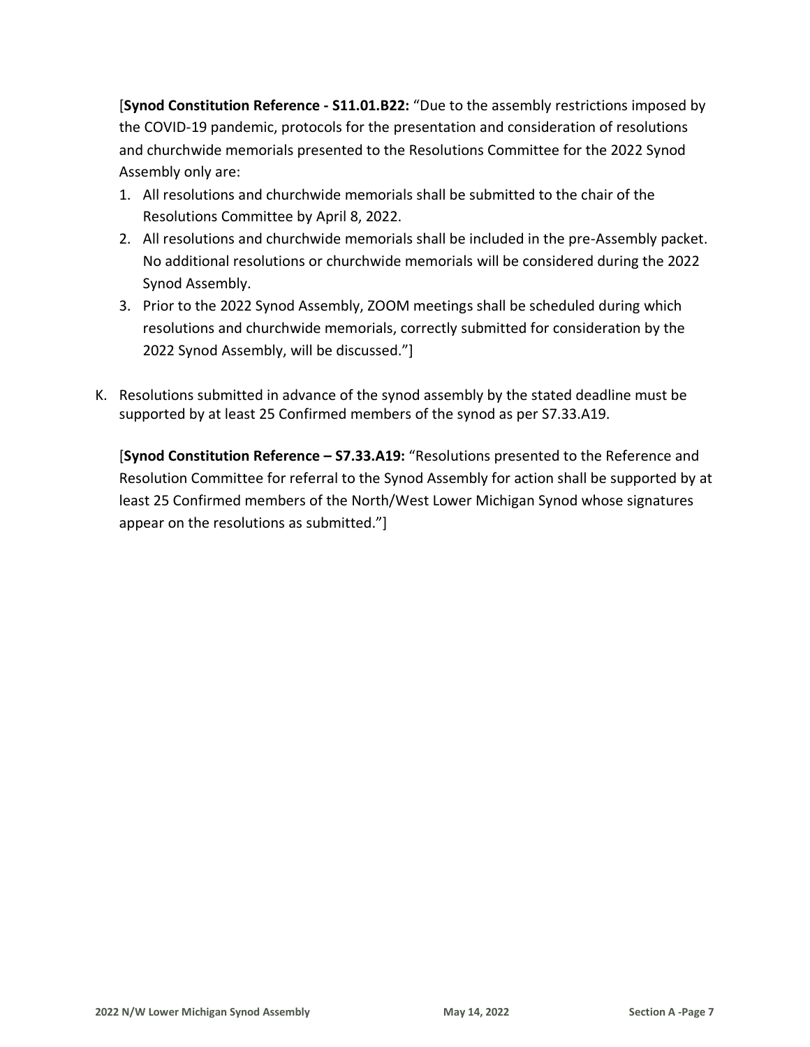[**Synod Constitution Reference - S11.01.B22:** "Due to the assembly restrictions imposed by the COVID-19 pandemic, protocols for the presentation and consideration of resolutions and churchwide memorials presented to the Resolutions Committee for the 2022 Synod Assembly only are:

1. All resolutions and churchwide memorials shall be submitted to the chair of the Resolutions Committee by April 8, 2022.
2. All resolutions and churchwide memorials shall be included in the pre-Assembly packet. No additional resolutions or churchwide memorials will be considered during the 2022 Synod Assembly.
3. Prior to the 2022 Synod Assembly, ZOOM meetings shall be scheduled during which resolutions and churchwide memorials, correctly submitted for consideration by the 2022 Synod Assembly, will be discussed."]

K. Resolutions submitted in advance of the synod assembly by the stated deadline must be supported by at least 25 Confirmed members of the synod as per S7.33.A19.

   [**Synod Constitution Reference – S7.33.A19:** "Resolutions presented to the Reference and Resolution Committee for referral to the Synod Assembly for action shall be supported by at least 25 Confirmed members of the North/West Lower Michigan Synod whose signatures appear on the resolutions as submitted."]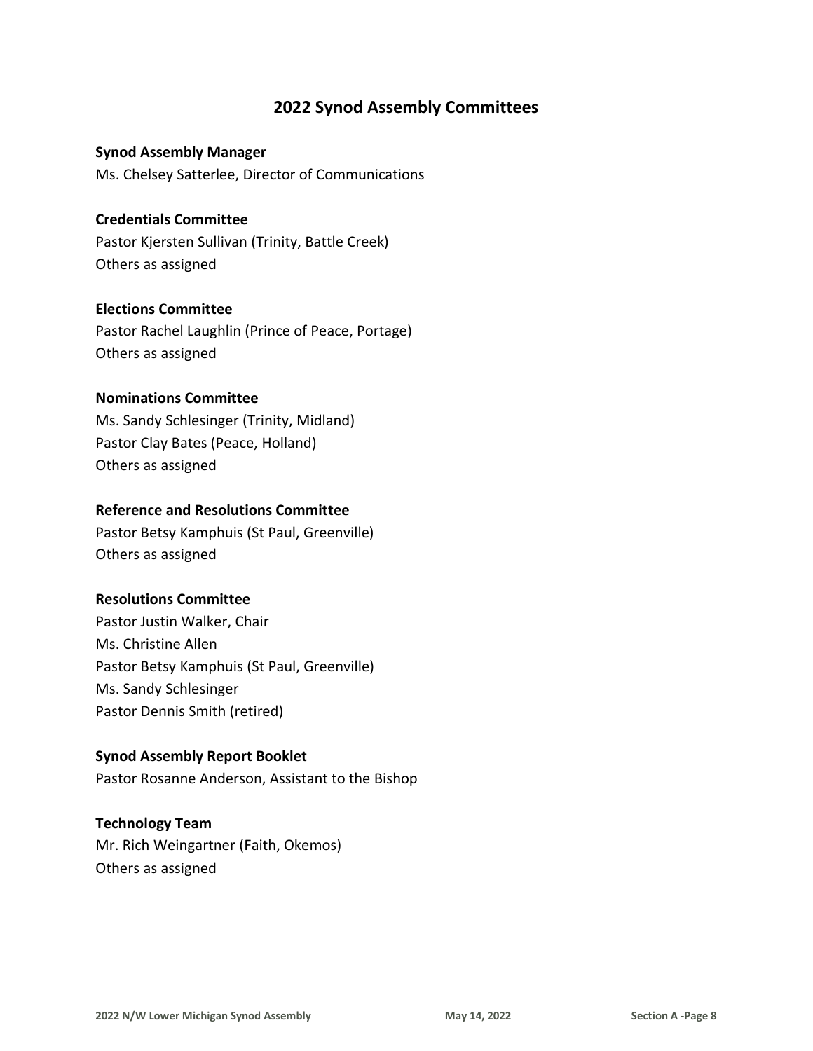## 2022 Synod Assembly Committees

**Synod Assembly Manager**
Ms. Chelsey Satterlee, Director of Communications

**Credentials Committee**
Pastor Kjersten Sullivan (Trinity, Battle Creek)
Others as assigned

**Elections Committee**
Pastor Rachel Laughlin (Prince of Peace, Portage)
Others as assigned

**Nominations Committee**
Ms. Sandy Schlesinger (Trinity, Midland)
Pastor Clay Bates (Peace, Holland)
Others as assigned

**Reference and Resolutions Committee**
Pastor Betsy Kamphuis (St Paul, Greenville)
Others as assigned

**Resolutions Committee**
Pastor Justin Walker, Chair
Ms. Christine Allen
Pastor Betsy Kamphuis (St Paul, Greenville)
Ms. Sandy Schlesinger
Pastor Dennis Smith (retired)

**Synod Assembly Report Booklet**
Pastor Rosanne Anderson, Assistant to the Bishop

**Technology Team**
Mr. Rich Weingartner (Faith, Okemos)
Others as assigned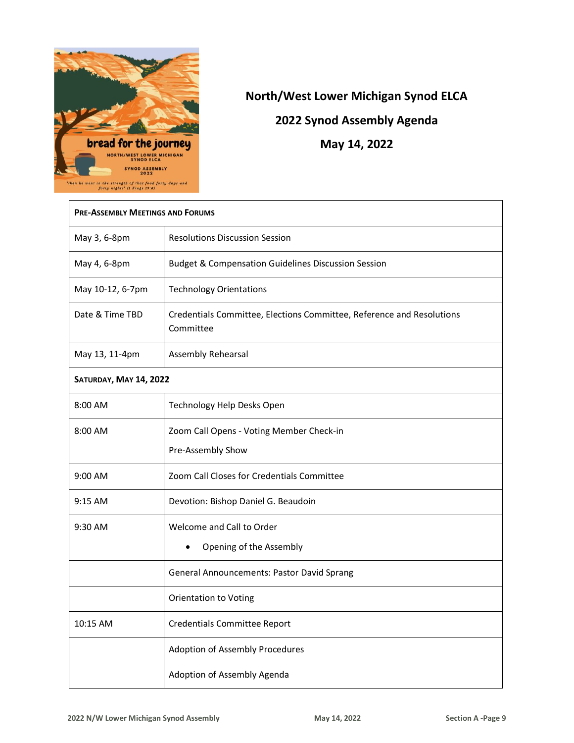# North/West Lower Michigan Synod ELCA

## 2022 Synod Assembly Agenda

## May 14, 2022

| PRE-ASSEMBLY MEETINGS AND FORUMS | |
|---|---|
| May 3, 6-8pm | Resolutions Discussion Session |
| May 4, 6-8pm | Budget & Compensation Guidelines Discussion Session |
| May 10-12, 6-7pm | Technology Orientations |
| Date & Time TBD | Credentials Committee, Elections Committee, Reference and Resolutions Committee |
| May 13, 11-4pm | Assembly Rehearsal |
| **SATURDAY, MAY 14, 2022** | |
| 8:00 AM | Technology Help Desks Open |
| 8:00 AM | Zoom Call Opens - Voting Member Check-in<br>Pre-Assembly Show |
| 9:00 AM | Zoom Call Closes for Credentials Committee |
| 9:15 AM | Devotion: Bishop Daniel G. Beaudoin |
| 9:30 AM | Welcome and Call to Order<br>• Opening of the Assembly |
| | General Announcements: Pastor David Sprang |
| | Orientation to Voting |
| 10:15 AM | Credentials Committee Report |
| | Adoption of Assembly Procedures |
| | Adoption of Assembly Agenda |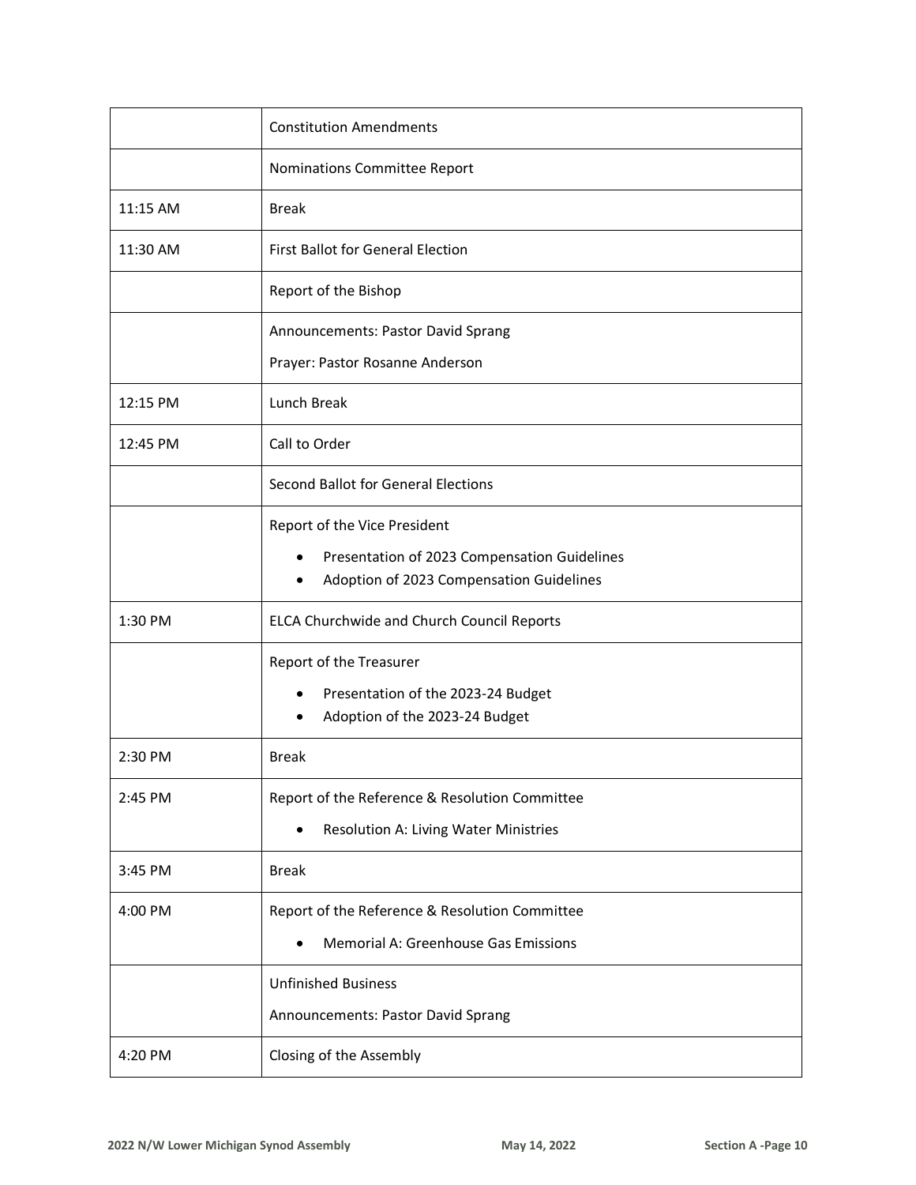| | |
|---|---|
| | Constitution Amendments |
| | Nominations Committee Report |
| 11:15 AM | Break |
| 11:30 AM | First Ballot for General Election |
| | Report of the Bishop |
| | Announcements: Pastor David Sprang<br>Prayer: Pastor Rosanne Anderson |
| 12:15 PM | Lunch Break |
| 12:45 PM | Call to Order |
| | Second Ballot for General Elections |
| | Report of the Vice President<br>• Presentation of 2023 Compensation Guidelines<br>• Adoption of 2023 Compensation Guidelines |
| 1:30 PM | ELCA Churchwide and Church Council Reports |
| | Report of the Treasurer<br>• Presentation of the 2023-24 Budget<br>• Adoption of the 2023-24 Budget |
| 2:30 PM | Break |
| 2:45 PM | Report of the Reference & Resolution Committee<br>• Resolution A: Living Water Ministries |
| 3:45 PM | Break |
| 4:00 PM | Report of the Reference & Resolution Committee<br>• Memorial A: Greenhouse Gas Emissions |
| | Unfinished Business<br>Announcements: Pastor David Sprang |
| 4:20 PM | Closing of the Assembly |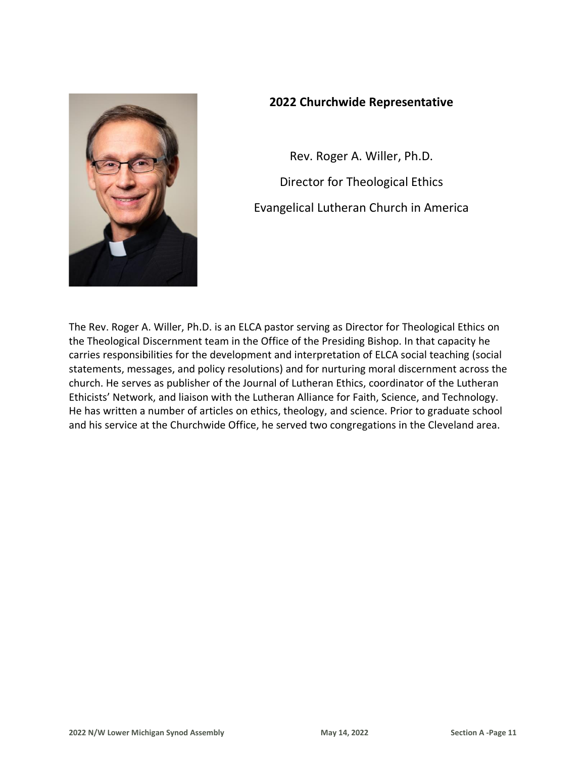## 2022 Churchwide Representative

Rev. Roger A. Willer, Ph.D.

Director for Theological Ethics

Evangelical Lutheran Church in America

The Rev. Roger A. Willer, Ph.D. is an ELCA pastor serving as Director for Theological Ethics on the Theological Discernment team in the Office of the Presiding Bishop. In that capacity he carries responsibilities for the development and interpretation of ELCA social teaching (social statements, messages, and policy resolutions) and for nurturing moral discernment across the church. He serves as publisher of the Journal of Lutheran Ethics, coordinator of the Lutheran Ethicists' Network, and liaison with the Lutheran Alliance for Faith, Science, and Technology. He has written a number of articles on ethics, theology, and science. Prior to graduate school and his service at the Churchwide Office, he served two congregations in the Cleveland area.